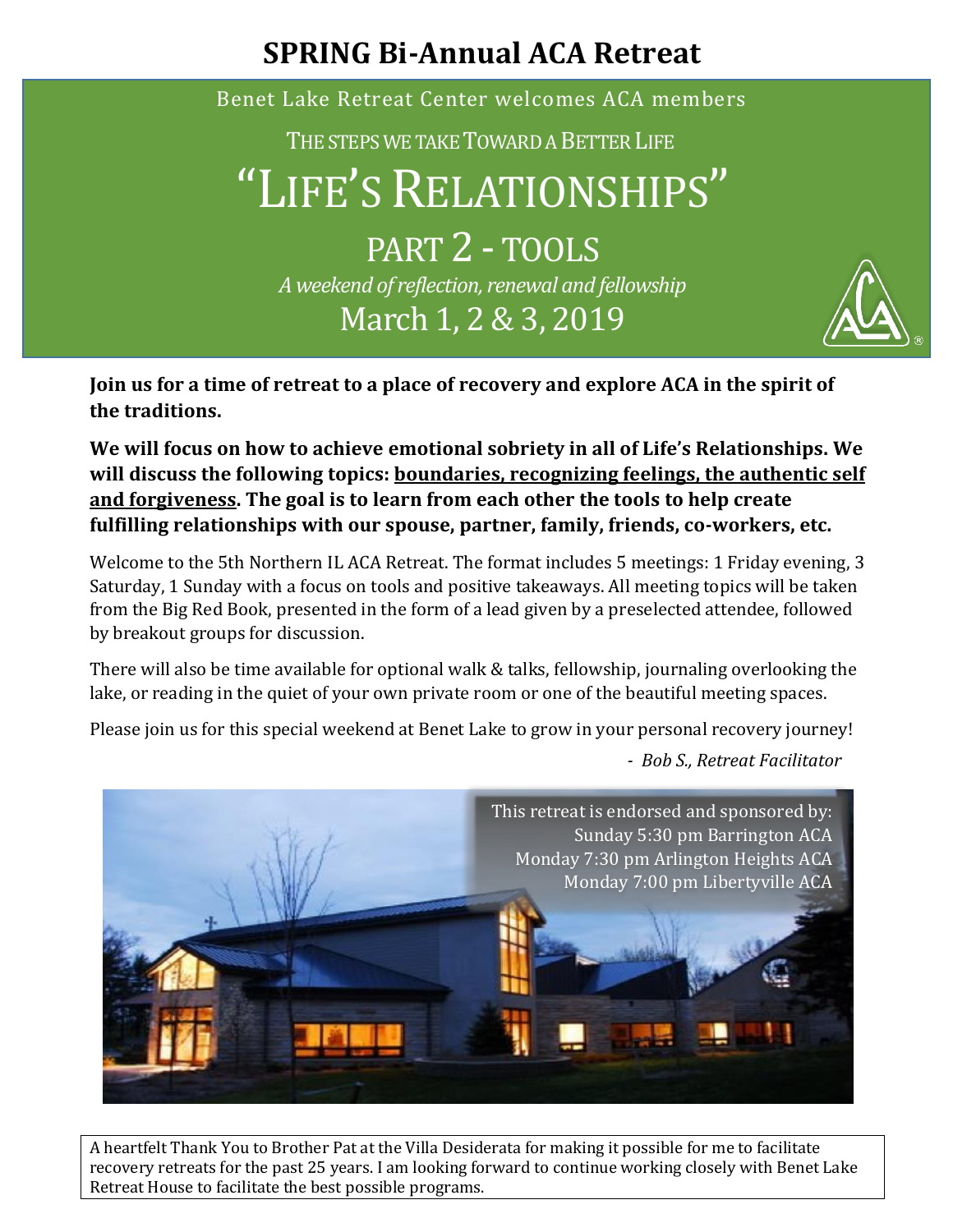# SPRING Bi-Annual ACA Retreat

Benet Lake Retreat Center welcomes ACA members

THE STEPS WE TAKE TOWARD A BETTER LIFE

## "LIFE'S RELATIONSHIPS"

### PART 2 - TOOLS

*A weekend of reflection, renewal and fellowship*

March 1, 2 & 3, 2019

**Join us for a time of retreat to a place of recovery and explore ACA in the spirit of the traditions.**

**We will focus on how to achieve emotional sobriety in all of Life's Relationships. We will discuss the following topics: <u>boundaries, recognizing feelings, the authentic self and forgiveness</u>. The goal is to learn from each other the tools to help create fulfilling relationships with our spouse, partner, family, friends, co-workers, etc.**

Welcome to the 5th Northern IL ACA Retreat. The format includes 5 meetings: 1 Friday evening, 3 Saturday, 1 Sunday with a focus on tools and positive takeaways. All meeting topics will be taken from the Big Red Book, presented in the form of a lead given by a preselected attendee, followed by breakout groups for discussion.

There will also be time available for optional walk & talks, fellowship, journaling overlooking the lake, or reading in the quiet of your own private room or one of the beautiful meeting spaces.

Please join us for this special weekend at Benet Lake to grow in your personal recovery journey!

\- *Bob S., Retreat Facilitator*

This retreat is endorsed and sponsored by:
Sunday 5:30 pm Barrington ACA
Monday 7:30 pm Arlington Heights ACA
Monday 7:00 pm Libertyville ACA

A heartfelt Thank You to Brother Pat at the Villa Desiderata for making it possible for me to facilitate recovery retreats for the past 25 years. I am looking forward to continue working closely with Benet Lake Retreat House to facilitate the best possible programs.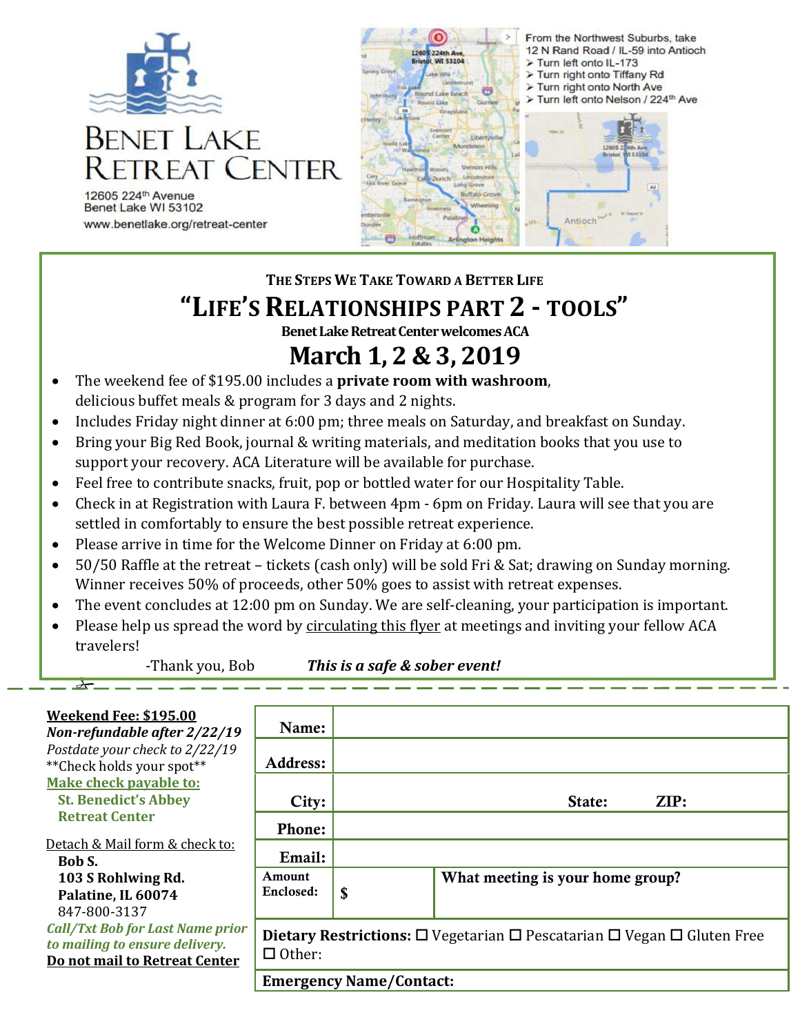# Benet Lake Retreat Center

12605 224th Avenue
Benet Lake WI 53102
www.benetlake.org/retreat-center

12605 224th Ave, Bristol, WI 53104

From the Northwest Suburbs, take 12 N Rand Road / IL-59 into Antioch

- Turn left onto IL-173
- Turn right onto Tiffany Rd
- Turn right onto North Ave
- Turn left onto Nelson / 224th Ave

### The Steps We Take Toward a Better Life

## "Life's Relationships Part 2 - Tools"

**Benet Lake Retreat Center welcomes ACA**

## March 1, 2 & 3, 2019

- The weekend fee of $195.00 includes a **private room with washroom**, delicious buffet meals & program for 3 days and 2 nights.
- Includes Friday night dinner at 6:00 pm; three meals on Saturday, and breakfast on Sunday.
- Bring your Big Red Book, journal & writing materials, and meditation books that you use to support your recovery. ACA Literature will be available for purchase.
- Feel free to contribute snacks, fruit, pop or bottled water for our Hospitality Table.
- Check in at Registration with Laura F. between 4pm - 6pm on Friday. Laura will see that you are settled in comfortably to ensure the best possible retreat experience.
- Please arrive in time for the Welcome Dinner on Friday at 6:00 pm.
- 50/50 Raffle at the retreat – tickets (cash only) will be sold Fri & Sat; drawing on Sunday morning. Winner receives 50% of proceeds, other 50% goes to assist with retreat expenses.
- The event concludes at 12:00 pm on Sunday. We are self-cleaning, your participation is important.
- Please help us spread the word by circulating this flyer at meetings and inviting your fellow ACA travelers!

-Thank you, Bob    ***This is a safe & sober event!***

---

**Weekend Fee: $195.00**
***Non-refundable after 2/22/19***
*Postdate your check to 2/22/19*
\*\*Check holds your spot\*\*

**Make check payable to:**
**St. Benedict's Abbey Retreat Center**

Detach & Mail form & check to:
**Bob S.**
**103 S Rohlwing Rd.**
**Palatine, IL 60074**
847-800-3137

***Call/Txt Bob for Last Name prior to mailing to ensure delivery.***
**Do not mail to Retreat Center**

| | | |
|---|---|---|
| **Name:** | | |
| **Address:** | | |
| **City:** | | **State:** **ZIP:** |
| **Phone:** | | |
| **Email:** | | |
| **Amount Enclosed:** | **$** | **What meeting is your home group?** |
| **Dietary Restrictions:** ☐ Vegetarian ☐ Pescatarian ☐ Vegan ☐ Gluten Free ☐ Other: | | |
| **Emergency Name/Contact:** | | |